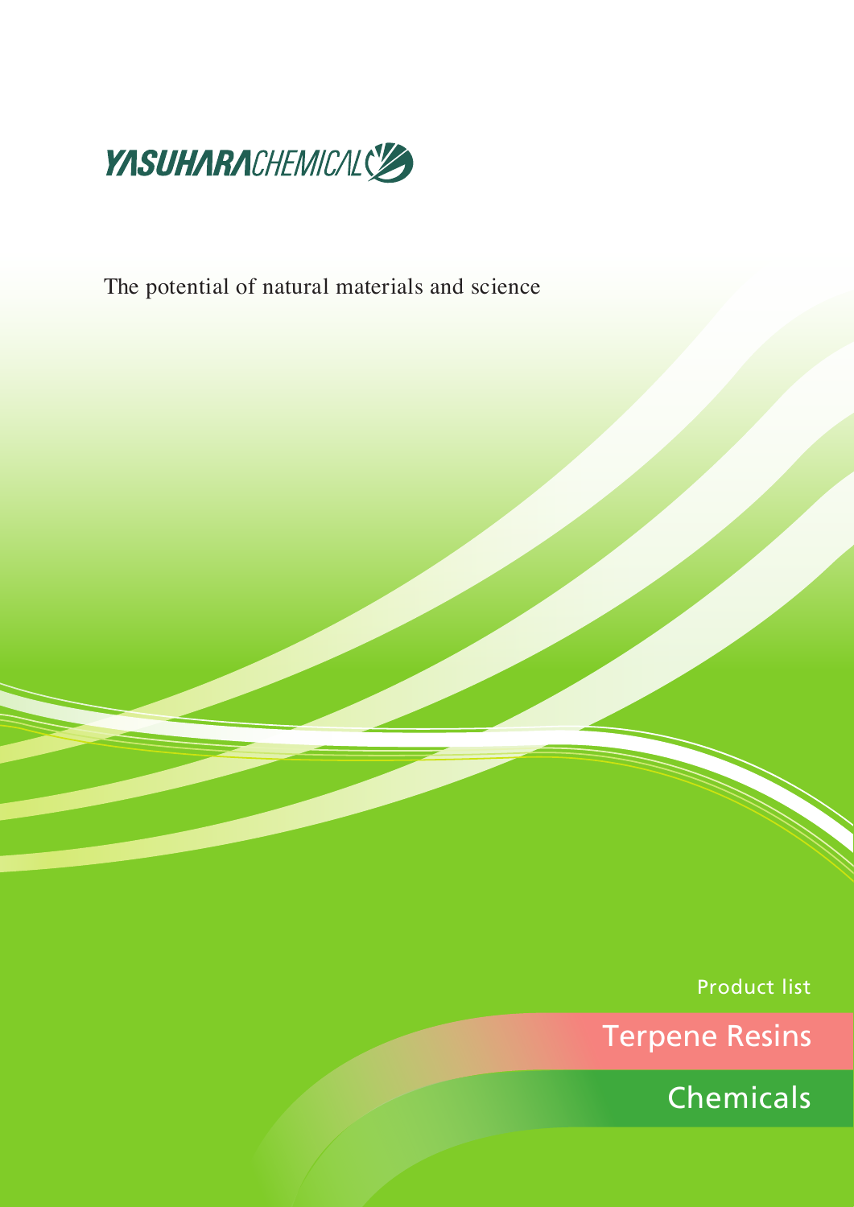YASUHARACHEMICAL

The potential of natural materials and science

Product list

# Terpene Resins

# Chemicals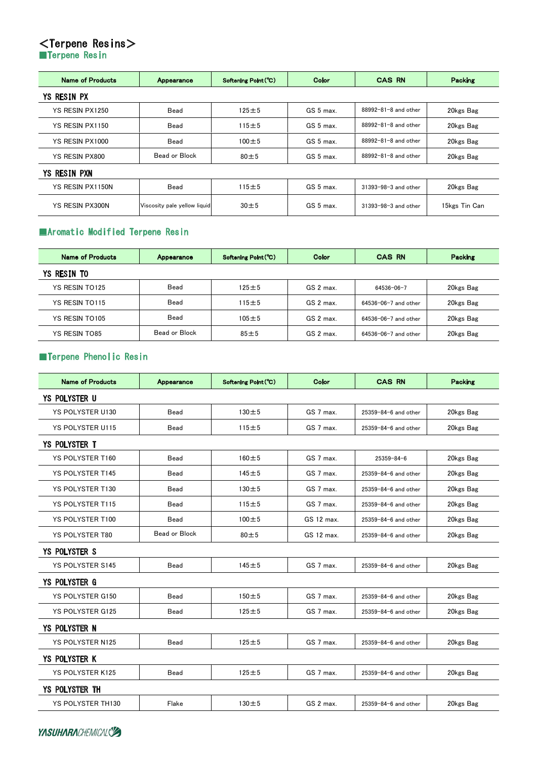# <Terpene Resins>

## ■Terpene Resin

| Name of Products | Appearance | Softening Point(℃) | Color | CAS RN | Packing |
|---|---|---|---|---|---|
| **YS RESIN PX** | | | | | |
| YS RESIN PX1250 | Bead | 125±5 | GS 5 max. | 88992-81-8 and other | 20kgs Bag |
| YS RESIN PX1150 | Bead | 115±5 | GS 5 max. | 88992-81-8 and other | 20kgs Bag |
| YS RESIN PX1000 | Bead | 100±5 | GS 5 max. | 88992-81-8 and other | 20kgs Bag |
| YS RESIN PX800 | Bead or Block | 80±5 | GS 5 max. | 88992-81-8 and other | 20kgs Bag |
| **YS RESIN PXN** | | | | | |
| YS RESIN PX1150N | Bead | 115±5 | GS 5 max. | 31393-98-3 and other | 20kgs Bag |
| YS RESIN PX300N | Viscosity pale yellow liquid | 30±5 | GS 5 max. | 31393-98-3 and other | 15kgs Tin Can |

## ■Aromatic Modified Terpene Resin

| Name of Products | Appearance | Softening Point(℃) | Color | CAS RN | Packing |
|---|---|---|---|---|---|
| **YS RESIN TO** | | | | | |
| YS RESIN TO125 | Bead | 125±5 | GS 2 max. | 64536-06-7 | 20kgs Bag |
| YS RESIN TO115 | Bead | 115±5 | GS 2 max. | 64536-06-7 and other | 20kgs Bag |
| YS RESIN TO105 | Bead | 105±5 | GS 2 max. | 64536-06-7 and other | 20kgs Bag |
| YS RESIN TO85 | Bead or Block | 85±5 | GS 2 max. | 64536-06-7 and other | 20kgs Bag |

## ■Terpene Phenolic Resin

| Name of Products | Appearance | Softening Point(℃) | Color | CAS RN | Packing |
|---|---|---|---|---|---|
| **YS POLYSTER U** | | | | | |
| YS POLYSTER U130 | Bead | 130±5 | GS 7 max. | 25359-84-6 and other | 20kgs Bag |
| YS POLYSTER U115 | Bead | 115±5 | GS 7 max. | 25359-84-6 and other | 20kgs Bag |
| **YS POLYSTER T** | | | | | |
| YS POLYSTER T160 | Bead | 160±5 | GS 7 max. | 25359-84-6 | 20kgs Bag |
| YS POLYSTER T145 | Bead | 145±5 | GS 7 max. | 25359-84-6 and other | 20kgs Bag |
| YS POLYSTER T130 | Bead | 130±5 | GS 7 max. | 25359-84-6 and other | 20kgs Bag |
| YS POLYSTER T115 | Bead | 115±5 | GS 7 max. | 25359-84-6 and other | 20kgs Bag |
| YS POLYSTER T100 | Bead | 100±5 | GS 12 max. | 25359-84-6 and other | 20kgs Bag |
| YS POLYSTER T80 | Bead or Block | 80±5 | GS 12 max. | 25359-84-6 and other | 20kgs Bag |
| **YS POLYSTER S** | | | | | |
| YS POLYSTER S145 | Bead | 145±5 | GS 7 max. | 25359-84-6 and other | 20kgs Bag |
| **YS POLYSTER G** | | | | | |
| YS POLYSTER G150 | Bead | 150±5 | GS 7 max. | 25359-84-6 and other | 20kgs Bag |
| YS POLYSTER G125 | Bead | 125±5 | GS 7 max. | 25359-84-6 and other | 20kgs Bag |
| **YS POLYSTER N** | | | | | |
| YS POLYSTER N125 | Bead | 125±5 | GS 7 max. | 25359-84-6 and other | 20kgs Bag |
| **YS POLYSTER K** | | | | | |
| YS POLYSTER K125 | Bead | 125±5 | GS 7 max. | 25359-84-6 and other | 20kgs Bag |
| **YS POLYSTER TH** | | | | | |
| YS POLYSTER TH130 | Flake | 130±5 | GS 2 max. | 25359-84-6 and other | 20kgs Bag |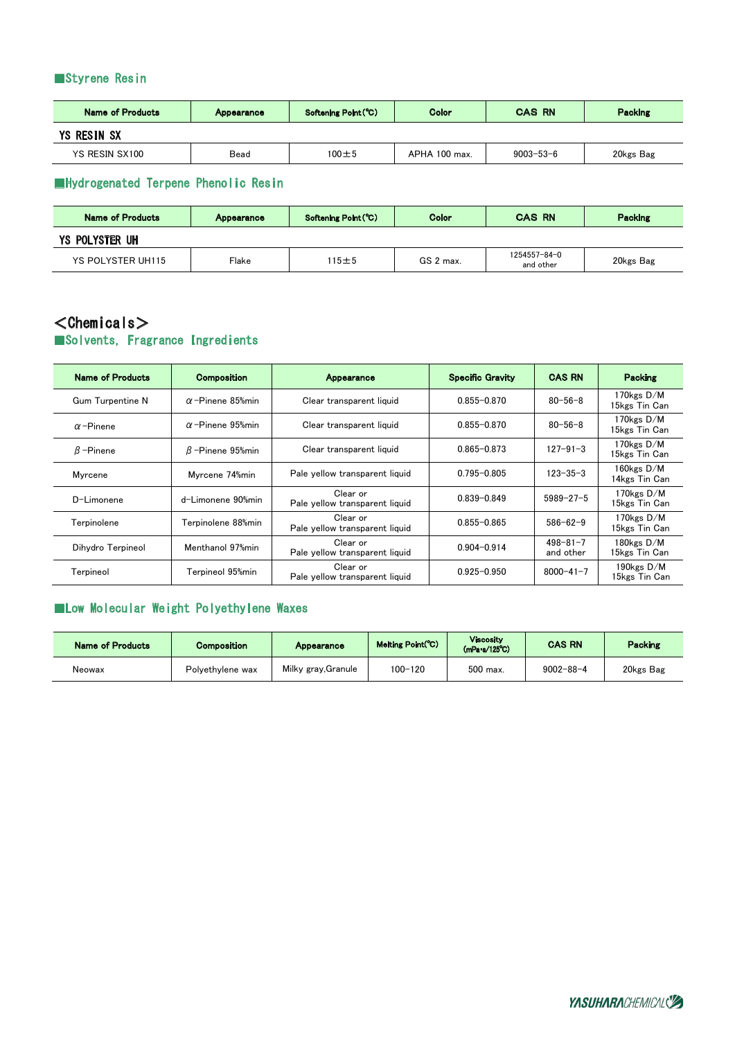## ■Styrene Resin

| Name of Products | Appearance | Softening Point(℃) | Color | CAS RN | Packing |
|---|---|---|---|---|---|
| **YS RESIN SX** | | | | | |
| YS RESIN SX100 | Bead | 100±5 | APHA 100 max. | 9003-53-6 | 20kgs Bag |

## ■Hydrogenated Terpene Phenolic Resin

| Name of Products | Appearance | Softening Point(℃) | Color | CAS RN | Packing |
|---|---|---|---|---|---|
| **YS POLYSTER UH** | | | | | |
| YS POLYSTER UH115 | Flake | 115±5 | GS 2 max. | 1254557-84-0 and other | 20kgs Bag |

# <Chemicals>

## ■Solvents, Fragrance Ingredients

| Name of Products | Composition | Appearance | Specific Gravity | CAS RN | Packing |
|---|---|---|---|---|---|
| Gum Turpentine N | α-Pinene 85%min | Clear transparent liquid | 0.855-0.870 | 80-56-8 | 170kgs D/M 15kgs Tin Can |
| α-Pinene | α-Pinene 95%min | Clear transparent liquid | 0.855-0.870 | 80-56-8 | 170kgs D/M 15kgs Tin Can |
| β-Pinene | β-Pinene 95%min | Clear transparent liquid | 0.865-0.873 | 127-91-3 | 170kgs D/M 15kgs Tin Can |
| Myrcene | Myrcene 74%min | Pale yellow transparent liquid | 0.795-0.805 | 123-35-3 | 160kgs D/M 14kgs Tin Can |
| D-Limonene | d-Limonene 90%min | Clear or Pale yellow transparent liquid | 0.839-0.849 | 5989-27-5 | 170kgs D/M 15kgs Tin Can |
| Terpinolene | Terpinolene 88%min | Clear or Pale yellow transparent liquid | 0.855-0.865 | 586-62-9 | 170kgs D/M 15kgs Tin Can |
| Dihydro Terpineol | Menthanol 97%min | Clear or Pale yellow transparent liquid | 0.904-0.914 | 498-81-7 and other | 180kgs D/M 15kgs Tin Can |
| Terpineol | Terpineol 95%min | Clear or Pale yellow transparent liquid | 0.925-0.950 | 8000-41-7 | 190kgs D/M 15kgs Tin Can |

## ■Low Molecular Weight Polyethylene Waxes

| Name of Products | Composition | Appearance | Melting Point(℃) | Viscosity (mPa・s/125℃) | CAS RN | Packing |
|---|---|---|---|---|---|---|
| Neowax | Polyethylene wax | Milky gray,Granule | 100-120 | 500 max. | 9002-88-4 | 20kgs Bag |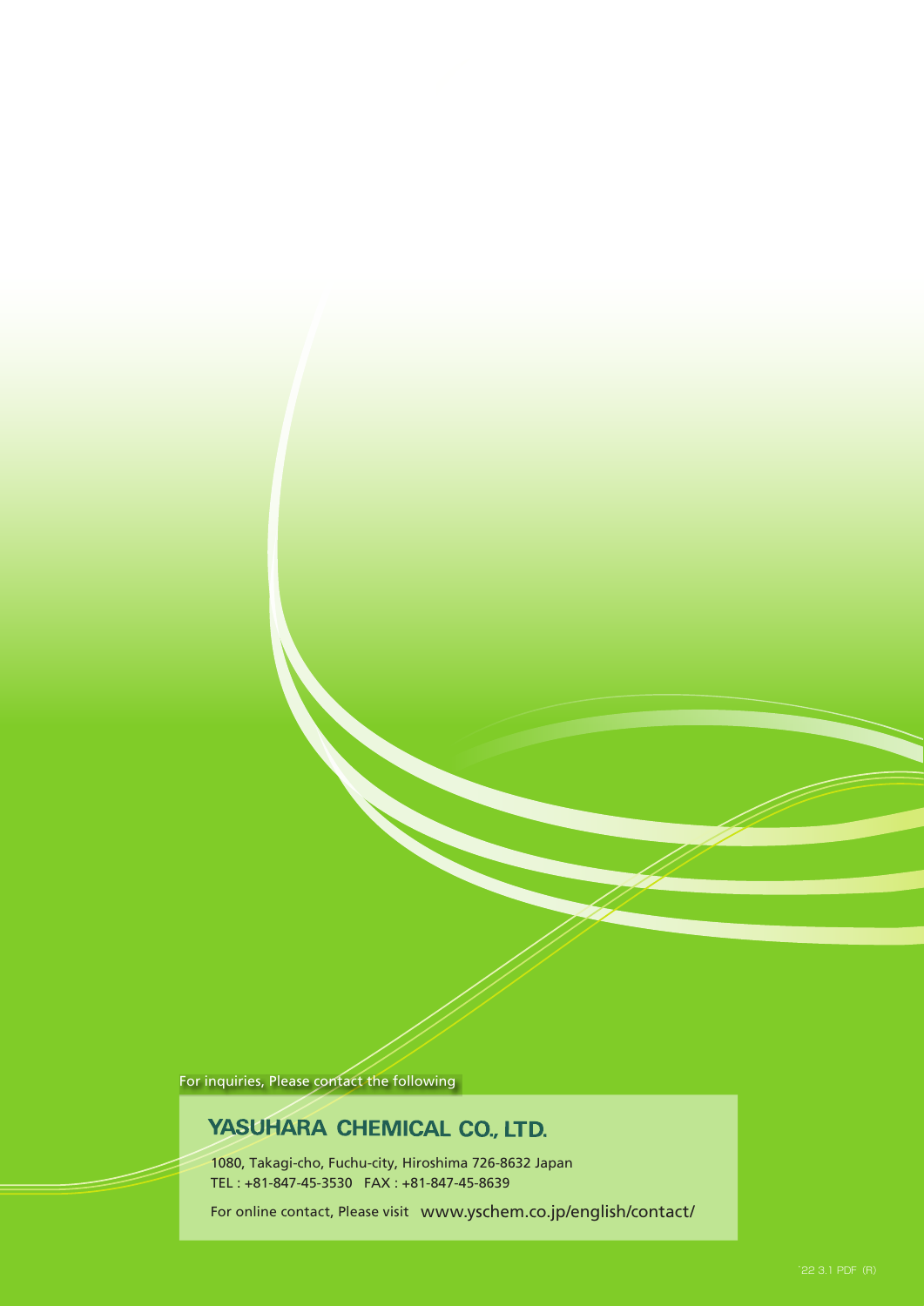For inquiries, Please contact the following

**YASUHARA CHEMICAL CO., LTD.**

1080, Takagi-cho, Fuchu-city, Hiroshima 726-8632 Japan
TEL : +81-847-45-3530　FAX : +81-847-45-8639

For online contact, Please visit　www.yschem.co.jp/english/contact/

`22 3.1 PDF (R)